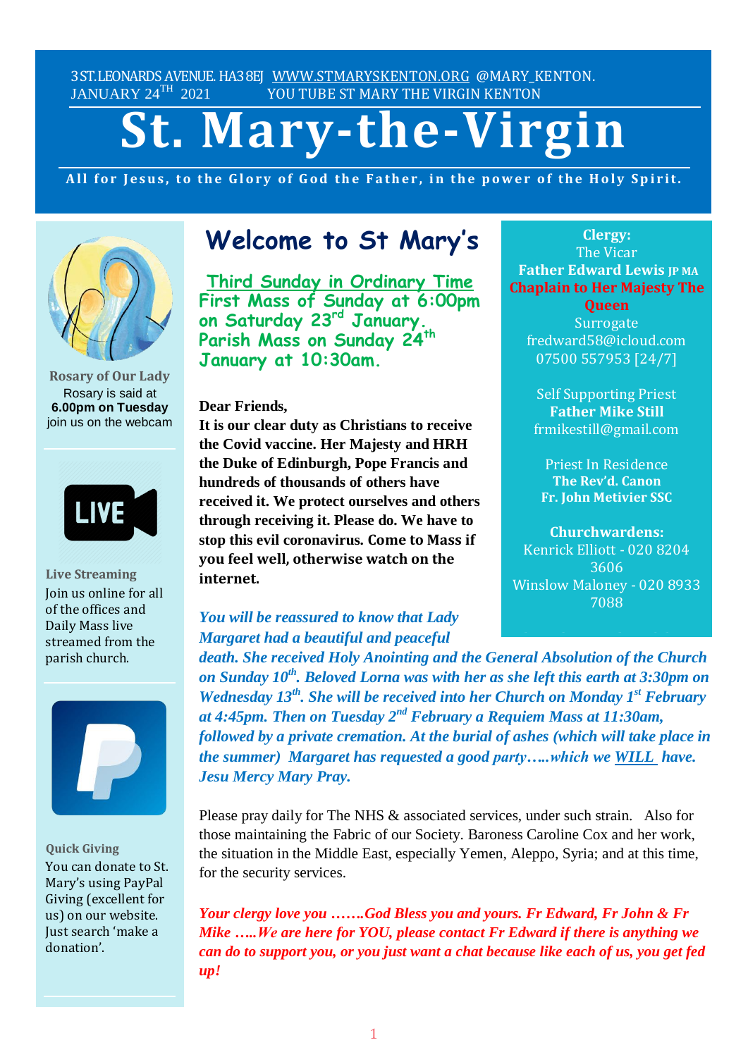3 ST. LEONARDS AVENUE. HA3 8EJ WWW.STMARYSKENTON.ORG @MARY_KENTON.
JANUARY 24TH 2021 YOU TUBE ST MARY THE VIRGIN KENTON

# St. Mary-the-Virgin

**All for Jesus, to the Glory of God the Father, in the power of the Holy Spirit.**

## Welcome to St Mary's

**Third Sunday in Ordinary Time**
**First Mass of Sunday at 6:00pm on Saturday 23rd January.**
**Parish Mass on Sunday 24th January at 10:30am.**

**Dear Friends,**
**It is our clear duty as Christians to receive the Covid vaccine. Her Majesty and HRH the Duke of Edinburgh, Pope Francis and hundreds of thousands of others have received it. We protect ourselves and others through receiving it. Please do. We have to stop this evil coronavirus. Come to Mass if you feel well, otherwise watch on the internet.**

***You will be reassured to know that Lady Margaret had a beautiful and peaceful death. She received Holy Anointing and the General Absolution of the Church on Sunday 10th. Beloved Lorna was with her as she left this earth at 3:30pm on Wednesday 13th. She will be received into her Church on Monday 1st February at 4:45pm. Then on Tuesday 2nd February a Requiem Mass at 11:30am, followed by a private cremation. At the burial of ashes (which will take place in the summer) Margaret has requested a good party…..which we WILL have. Jesu Mercy Mary Pray.***

Please pray daily for The NHS & associated services, under such strain. Also for those maintaining the Fabric of our Society. Baroness Caroline Cox and her work, the situation in the Middle East, especially Yemen, Aleppo, Syria; and at this time, for the security services.

***Your clergy love you …….God Bless you and yours. Fr Edward, Fr John & Fr Mike …..We are here for YOU, please contact Fr Edward if there is anything we can do to support you, or you just want a chat because like each of us, you get fed up!***

**Clergy:**
The Vicar
**Father Edward Lewis JP MA**
**Chaplain to Her Majesty The Queen**
Surrogate
fredward58@icloud.com
07500 557953 [24/7]

Self Supporting Priest
**Father Mike Still**
frmikestill@gmail.com

Priest In Residence
**The Rev'd. Canon Fr. John Metivier SSC**

**Churchwardens:**
Kenrick Elliott - 020 8204 3606
Winslow Maloney - 020 8933 7088

**Rosary of Our Lady**
Rosary is said at **6.00pm on Tuesday** join us on the webcam

**Live Streaming**
Join us online for all of the offices and Daily Mass live streamed from the parish church.

**Quick Giving**
You can donate to St. Mary's using PayPal Giving (excellent for us) on our website. Just search 'make a donation'.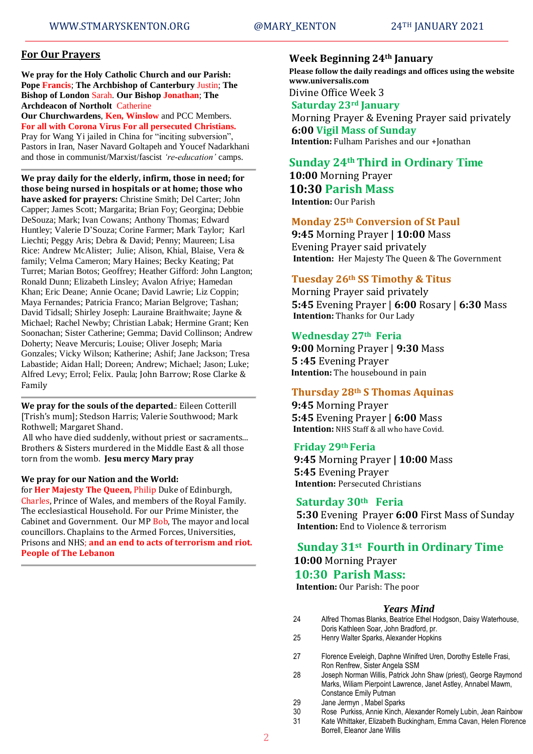## For Our Prayers

**We pray for the Holy Catholic Church and our Parish:** **Pope Francis**; **The Archbishop of Canterbury** Justin; **The Bishop of London** Sarah. **Our Bishop Jonathan**; **The Archdeacon of Northolt** Catherine
**Our Churchwardens**, **Ken, Winslow** and PCC Members.
**For all with Corona Virus For all persecuted Christians.**
Pray for Wang Yi jailed in China for "inciting subversion", Pastors in Iran, Naser Navard Goltapeh and Youcef Nadarkhani and those in communist/Marxist/fascist *'re-education'* camps.

**We pray daily for the elderly, infirm, those in need; for those being nursed in hospitals or at home; those who have asked for prayers:** Christine Smith; Del Carter; John Capper; James Scott; Margarita; Brian Foy; Georgina; Debbie DeSouza; Mark; Ivan Cowans; Anthony Thomas; Edward Huntley; Valerie D'Souza; Corine Farmer; Mark Taylor; Karl Liechti; Peggy Aris; Debra & David; Penny; Maureen; Lisa Rice: Andrew McAlister; Julie; Alison, Khial, Blaise, Vera & family; Velma Cameron; Mary Haines; Becky Keating; Pat Turret; Marian Botos; Geoffrey; Heather Gifford: John Langton; Ronald Dunn; Elizabeth Linsley; Avalon Afriye; Hamedan Khan; Eric Deane; Annie Ocane; David Lawrie; Liz Coppin; Maya Fernandes; Patricia Franco; Marian Belgrove; Tashan; David Tidsall; Shirley Joseph: Lauraine Braithwaite; Jayne & Michael; Rachel Newby; Christian Labak; Hermine Grant; Ken Soonachan; Sister Catherine; Gemma; David Collinson; Andrew Doherty; Neave Mercuris; Louise; Oliver Joseph; Maria Gonzales; Vicky Wilson; Katherine; Ashif; Jane Jackson; Tresa Labastide; Aidan Hall; Doreen; Andrew; Michael; Jason; Luke; Alfred Levy; Errol; Felix. Paula; John Barrow; Rose Clarke & Family

**We pray for the souls of the departed**.: Eileen Cotterill [Trish's mum]; Stedson Harris; Valerie Southwood; Mark Rothwell; Margaret Shand.
All who have died suddenly, without priest or sacraments... Brothers & Sisters murdered in the Middle East & all those torn from the womb. **Jesu mercy Mary pray**

**We pray for our Nation and the World:**
for **Her Majesty The Queen,** Philip Duke of Edinburgh, Charles, Prince of Wales, and members of the Royal Family. The ecclesiastical Household. For our Prime Minister, the Cabinet and Government. Our MP Bob, The mayor and local councillors. Chaplains to the Armed Forces, Universities, Prisons and NHS; **and an end to acts of terrorism and riot. People of The Lebanon**

## Week Beginning 24th January

**Please follow the daily readings and offices using the website www.universalis.com**
Divine Office Week 3

### Saturday 23rd January
Morning Prayer & Evening Prayer said privately
**6:00 Vigil Mass of Sunday**
**Intention:** Fulham Parishes and our +Jonathan

### Sunday 24th Third in Ordinary Time
**10:00** Morning Prayer
**10:30 Parish Mass**
**Intention:** Our Parish

### Monday 25th Conversion of St Paul
**9:45** Morning Prayer **| 10:00** Mass
Evening Prayer said privately
**Intention:** Her Majesty The Queen & The Government

### Tuesday 26th SS Timothy & Titus
Morning Prayer said privately
**5:45** Evening Prayer | **6:00** Rosary | **6:30** Mass
**Intention:** Thanks for Our Lady

### Wednesday 27th Feria
**9:00** Morning Prayer **| 9:30** Mass
**5 :45** Evening Prayer
**Intention:** The housebound in pain

### Thursday 28th S Thomas Aquinas
**9:45** Morning Prayer
**5:45** Evening Prayer | **6:00** Mass
**Intention:** NHS Staff & all who have Covid.

### Friday 29th Feria
**9:45** Morning Prayer **| 10:00** Mass
**5:45** Evening Prayer
**Intention:** Persecuted Christians

### Saturday 30th Feria
**5:30** Evening Prayer **6:00** First Mass of Sunday
**Intention:** End to Violence & terrorism

### Sunday 31st Fourth in Ordinary Time
**10:00** Morning Prayer
**10:30 Parish Mass:**
**Intention:** Our Parish: The poor

### *Years Mind*

| | |
|---|---|
| 24 | Alfred Thomas Blanks, Beatrice Ethel Hodgson, Daisy Waterhouse, Doris Kathleen Soar, John Bradford, pr. |
| 25 | Henry Walter Sparks, Alexander Hopkins |
| 27 | Florence Eveleigh, Daphne Winifred Uren, Dorothy Estelle Frasi, Ron Renfrew, Sister Angela SSM |
| 28 | Joseph Norman Willis, Patrick John Shaw (priest), George Raymond Marks, Wiliam Pierpoint Lawrence, Janet Astley, Annabel Mawm, Constance Emily Putman |
| 29 | Jane Jermyn , Mabel Sparks |
| 30 | Rose Purkiss, Annie Kinch, Alexander Romely Lubin, Jean Rainbow |
| 31 | Kate Whittaker, Elizabeth Buckingham, Emma Cavan, Helen Florence Borrell, Eleanor Jane Willis |